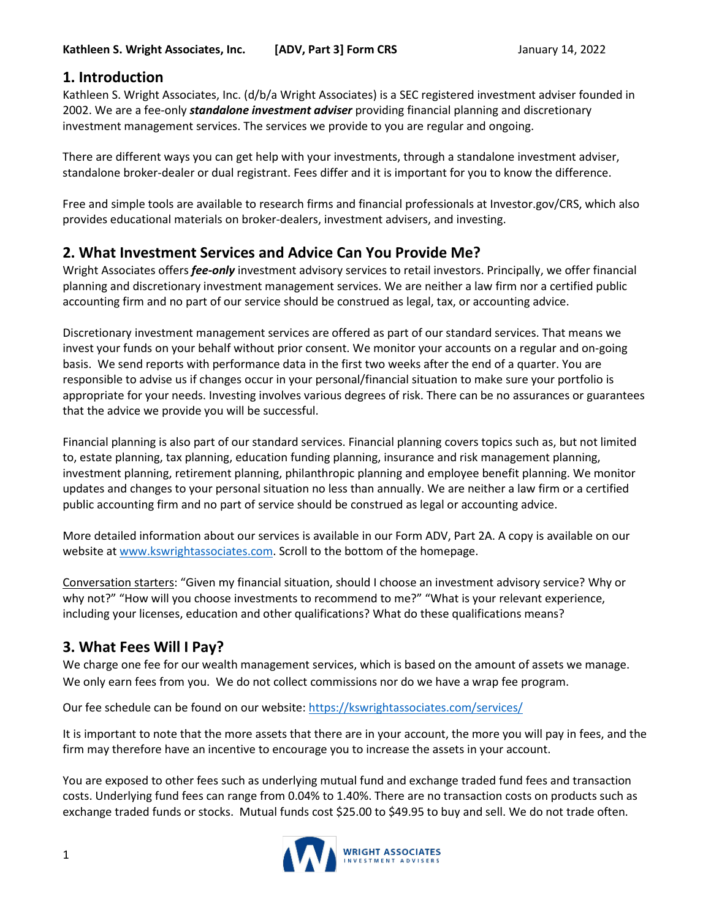# 1. Introduction

Kathleen S. Wright Associates, Inc. (d/b/a Wright Associates) is a SEC registered investment adviser founded in 2002. We are a fee-only ***standalone investment adviser*** providing financial planning and discretionary investment management services. The services we provide to you are regular and ongoing.

There are different ways you can get help with your investments, through a standalone investment adviser, standalone broker-dealer or dual registrant. Fees differ and it is important for you to know the difference.

Free and simple tools are available to research firms and financial professionals at Investor.gov/CRS, which also provides educational materials on broker-dealers, investment advisers, and investing.

# 2. What Investment Services and Advice Can You Provide Me?

Wright Associates offers ***fee-only*** investment advisory services to retail investors. Principally, we offer financial planning and discretionary investment management services. We are neither a law firm nor a certified public accounting firm and no part of our service should be construed as legal, tax, or accounting advice.

Discretionary investment management services are offered as part of our standard services. That means we invest your funds on your behalf without prior consent. We monitor your accounts on a regular and on-going basis. We send reports with performance data in the first two weeks after the end of a quarter. You are responsible to advise us if changes occur in your personal/financial situation to make sure your portfolio is appropriate for your needs. Investing involves various degrees of risk. There can be no assurances or guarantees that the advice we provide you will be successful.

Financial planning is also part of our standard services. Financial planning covers topics such as, but not limited to, estate planning, tax planning, education funding planning, insurance and risk management planning, investment planning, retirement planning, philanthropic planning and employee benefit planning. We monitor updates and changes to your personal situation no less than annually. We are neither a law firm or a certified public accounting firm and no part of service should be construed as legal or accounting advice.

More detailed information about our services is available in our Form ADV, Part 2A. A copy is available on our website at www.kswrightassociates.com. Scroll to the bottom of the homepage.

Conversation starters: "Given my financial situation, should I choose an investment advisory service? Why or why not?" "How will you choose investments to recommend to me?" "What is your relevant experience, including your licenses, education and other qualifications? What do these qualifications means?

# 3. What Fees Will I Pay?

We charge one fee for our wealth management services, which is based on the amount of assets we manage. We only earn fees from you. We do not collect commissions nor do we have a wrap fee program.

Our fee schedule can be found on our website: https://kswrightassociates.com/services/

It is important to note that the more assets that there are in your account, the more you will pay in fees, and the firm may therefore have an incentive to encourage you to increase the assets in your account.

You are exposed to other fees such as underlying mutual fund and exchange traded fund fees and transaction costs. Underlying fund fees can range from 0.04% to 1.40%. There are no transaction costs on products such as exchange traded funds or stocks. Mutual funds cost $25.00 to $49.95 to buy and sell. We do not trade often.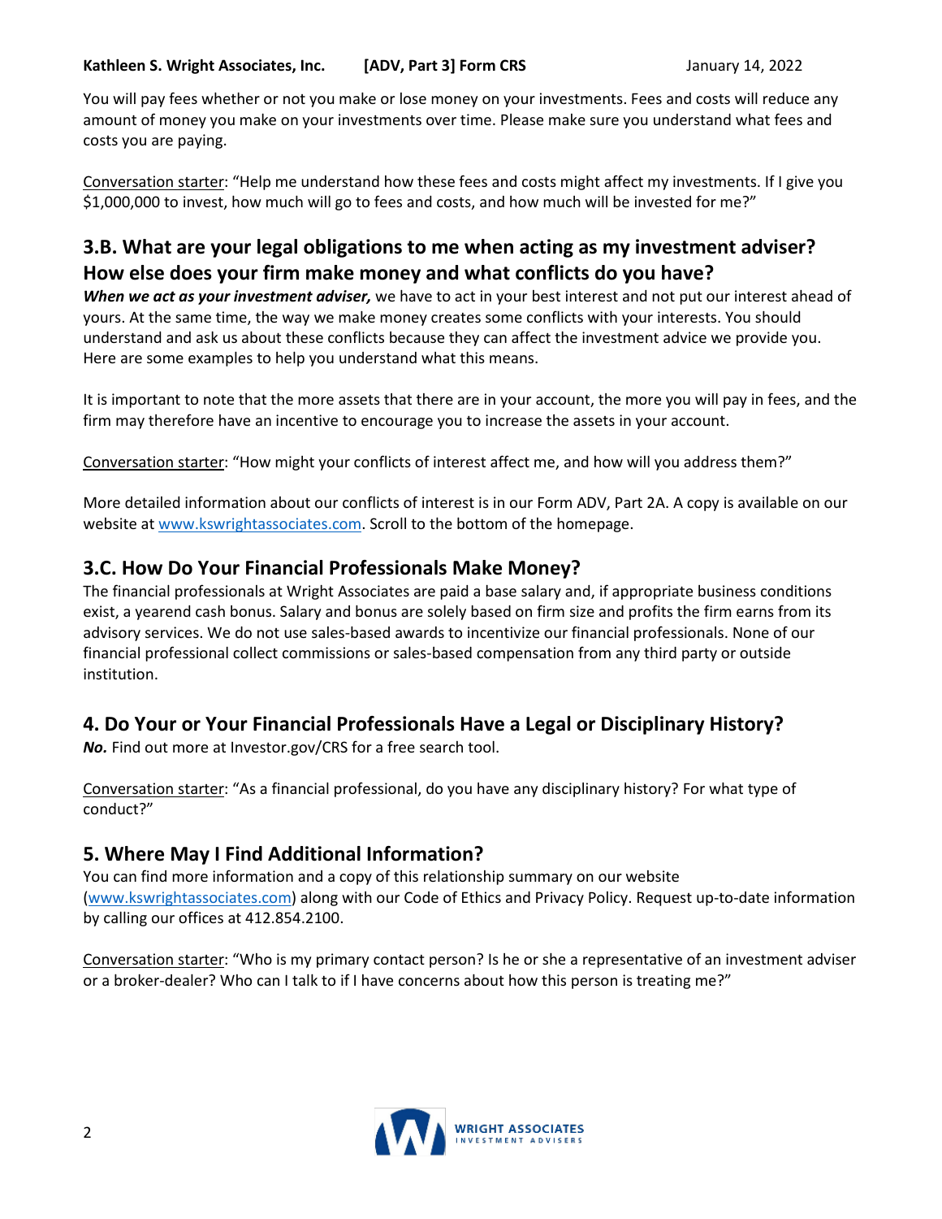You will pay fees whether or not you make or lose money on your investments. Fees and costs will reduce any amount of money you make on your investments over time. Please make sure you understand what fees and costs you are paying.

Conversation starter: "Help me understand how these fees and costs might affect my investments. If I give you $1,000,000 to invest, how much will go to fees and costs, and how much will be invested for me?"

## 3.B. What are your legal obligations to me when acting as my investment adviser? How else does your firm make money and what conflicts do you have?

***When we act as your investment adviser,*** we have to act in your best interest and not put our interest ahead of yours. At the same time, the way we make money creates some conflicts with your interests. You should understand and ask us about these conflicts because they can affect the investment advice we provide you. Here are some examples to help you understand what this means.

It is important to note that the more assets that there are in your account, the more you will pay in fees, and the firm may therefore have an incentive to encourage you to increase the assets in your account.

Conversation starter: "How might your conflicts of interest affect me, and how will you address them?"

More detailed information about our conflicts of interest is in our Form ADV, Part 2A. A copy is available on our website at www.kswrightassociates.com. Scroll to the bottom of the homepage.

## 3.C. How Do Your Financial Professionals Make Money?

The financial professionals at Wright Associates are paid a base salary and, if appropriate business conditions exist, a yearend cash bonus. Salary and bonus are solely based on firm size and profits the firm earns from its advisory services. We do not use sales-based awards to incentivize our financial professionals. None of our financial professional collect commissions or sales-based compensation from any third party or outside institution.

## 4. Do Your or Your Financial Professionals Have a Legal or Disciplinary History?

***No.*** Find out more at Investor.gov/CRS for a free search tool.

Conversation starter: "As a financial professional, do you have any disciplinary history? For what type of conduct?"

## 5. Where May I Find Additional Information?

You can find more information and a copy of this relationship summary on our website (www.kswrightassociates.com) along with our Code of Ethics and Privacy Policy. Request up-to-date information by calling our offices at 412.854.2100.

Conversation starter: "Who is my primary contact person? Is he or she a representative of an investment adviser or a broker-dealer? Who can I talk to if I have concerns about how this person is treating me?"